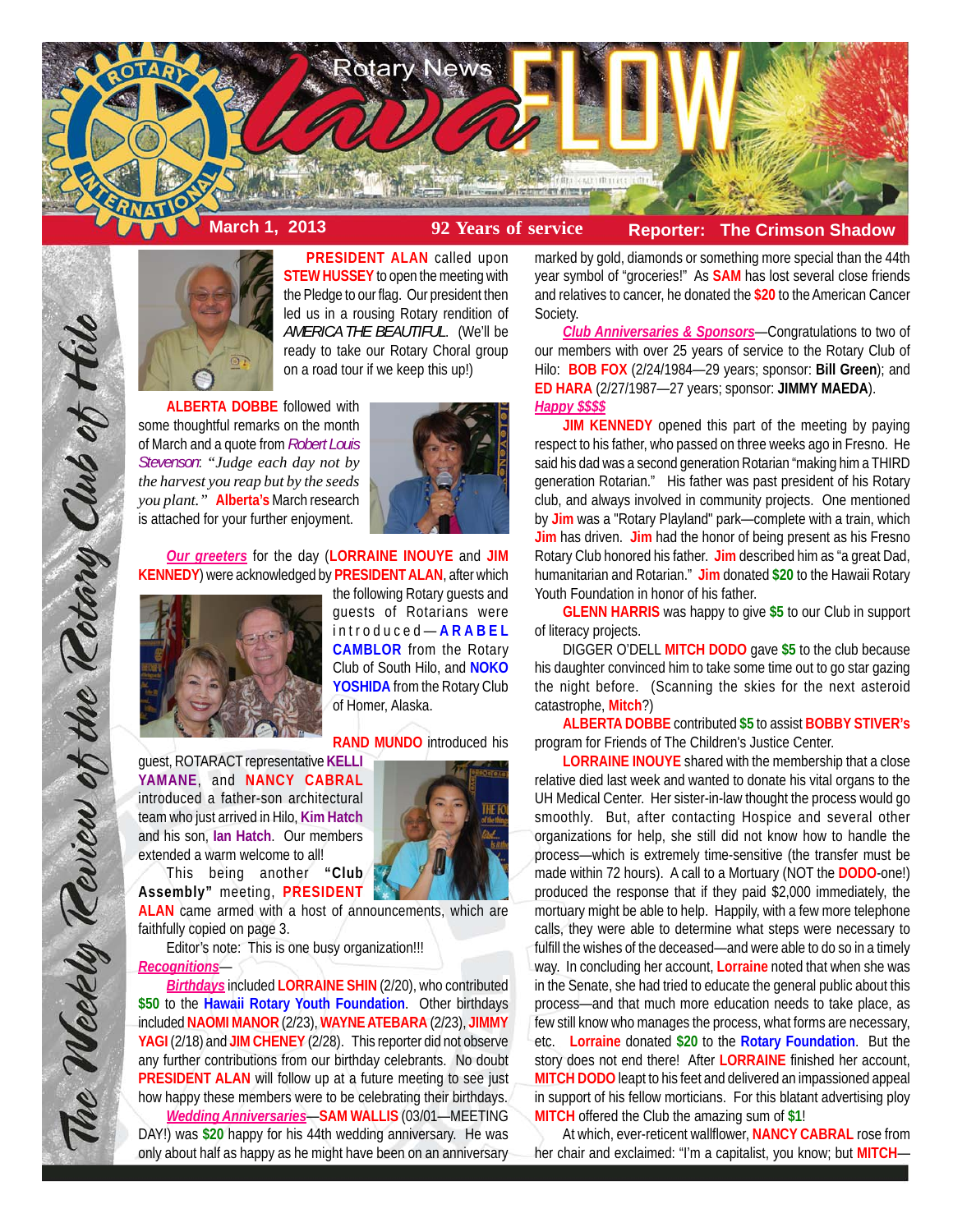# Rotary News lava FLOW

**March 1, 2013** — **92 Years of service** — **Reporter: The Crimson Shadow**

*The Weekly Review of the Rotary Club of Hilo*

**PRESIDENT ALAN** called upon **STEW HUSSEY** to open the meeting with the Pledge to our flag. Our president then led us in a rousing Rotary rendition of *AMERICA THE BEAUTIFUL*. (We'll be ready to take our Rotary Choral group on a road tour if we keep this up!)

**ALBERTA DOBBE** followed with some thoughtful remarks on the month of March and a quote from *Robert Louis Stevenson*: *"Judge each day not by the harvest you reap but by the seeds you plant."* **Alberta's** March research is attached for your further enjoyment.

***Our greeters*** for the day (**LORRAINE INOUYE** and **JIM KENNEDY**) were acknowledged by **PRESIDENT ALAN**, after which the following Rotary guests and guests of Rotarians were introduced—**ARABEL CAMBLOR** from the Rotary Club of South Hilo, and **NOKO YOSHIDA** from the Rotary Club of Homer, Alaska.

**RAND MUNDO** introduced his guest, ROTARACT representative **KELLI YAMANE**, and **NANCY CABRAL** introduced a father-son architectural team who just arrived in Hilo, **Kim Hatch** and his son, **Ian Hatch**. Our members extended a warm welcome to all!

This being another **"Club Assembly"** meeting, **PRESIDENT ALAN** came armed with a host of announcements, which are faithfully copied on page 3.

Editor's note: This is one busy organization!!!

***Recognitions***—

***Birthdays*** included **LORRAINE SHIN** (2/20), who contributed **$50** to the **Hawaii Rotary Youth Foundation**. Other birthdays included **NAOMI MANOR** (2/23), **WAYNE ATEBARA** (2/23), **JIMMY YAGI** (2/18) and **JIM CHENEY** (2/28). This reporter did not observe any further contributions from our birthday celebrants. No doubt **PRESIDENT ALAN** will follow up at a future meeting to see just how happy these members were to be celebrating their birthdays.

***Wedding Anniversaries***—**SAM WALLIS** (03/01—MEETING DAY!) was **$20** happy for his 44th wedding anniversary. He was only about half as happy as he might have been on an anniversary marked by gold, diamonds or something more special than the 44th year symbol of "groceries!" As **SAM** has lost several close friends and relatives to cancer, he donated the **$20** to the American Cancer Society.

***Club Anniversaries & Sponsors***—Congratulations to two of our members with over 25 years of service to the Rotary Club of Hilo: **BOB FOX** (2/24/1984—29 years; sponsor: **Bill Green**); and **ED HARA** (2/27/1987—27 years; sponsor: **JIMMY MAEDA**).

***Happy $$$$***

**JIM KENNEDY** opened this part of the meeting by paying respect to his father, who passed on three weeks ago in Fresno. He said his dad was a second generation Rotarian "making him a THIRD generation Rotarian." His father was past president of his Rotary club, and always involved in community projects. One mentioned by **Jim** was a "Rotary Playland" park—complete with a train, which **Jim** has driven. **Jim** had the honor of being present as his Fresno Rotary Club honored his father. **Jim** described him as "a great Dad, humanitarian and Rotarian." **Jim** donated **$20** to the Hawaii Rotary Youth Foundation in honor of his father.

**GLENN HARRIS** was happy to give **$5** to our Club in support of literacy projects.

DIGGER O'DELL **MITCH DODO** gave **$5** to the club because his daughter convinced him to take some time out to go star gazing the night before. (Scanning the skies for the next asteroid catastrophe, **Mitch**?)

**ALBERTA DOBBE** contributed **$5** to assist **BOBBY STIVER's** program for Friends of The Children's Justice Center.

**LORRAINE INOUYE** shared with the membership that a close relative died last week and wanted to donate his vital organs to the UH Medical Center. Her sister-in-law thought the process would go smoothly. But, after contacting Hospice and several other organizations for help, she still did not know how to handle the process—which is extremely time-sensitive (the transfer must be made within 72 hours). A call to a Mortuary (NOT the **DODO**-one!) produced the response that if they paid $2,000 immediately, the mortuary might be able to help. Happily, with a few more telephone calls, they were able to determine what steps were necessary to fulfill the wishes of the deceased—and were able to do so in a timely way. In concluding her account, **Lorraine** noted that when she was in the Senate, she had tried to educate the general public about this process—and that much more education needs to take place, as few still know who manages the process, what forms are necessary, etc. **Lorraine** donated **$20** to the **Rotary Foundation**. But the story does not end there! After **LORRAINE** finished her account, **MITCH DODO** leapt to his feet and delivered an impassioned appeal in support of his fellow morticians. For this blatant advertising ploy **MITCH** offered the Club the amazing sum of **$1**!

At which, ever-reticent wallflower, **NANCY CABRAL** rose from her chair and exclaimed: "I'm a capitalist, you know; but **MITCH**—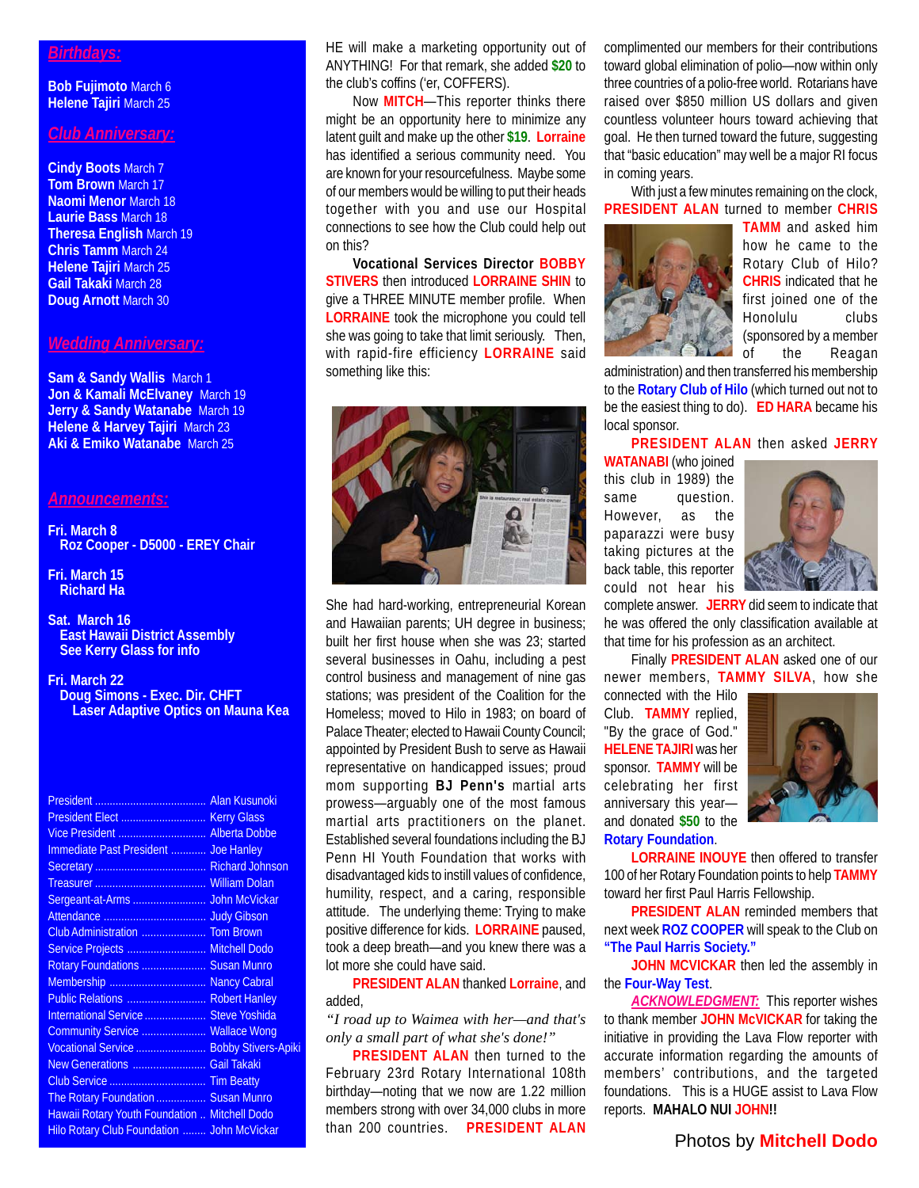## *Birthdays:*

**Bob Fujimoto** March 6
**Helene Tajiri** March 25

## *Club Anniversary:*

**Cindy Boots** March 7
**Tom Brown** March 17
**Naomi Menor** March 18
**Laurie Bass** March 18
**Theresa English** March 19
**Chris Tamm** March 24
**Helene Tajiri** March 25
**Gail Takaki** March 28
**Doug Arnott** March 30

## *Wedding Anniversary:*

**Sam & Sandy Wallis** March 1
**Jon & Kamali McElvaney** March 19
**Jerry & Sandy Watanabe** March 19
**Helene & Harvey Tajiri** March 23
**Aki & Emiko Watanabe** March 25

## *Announcements:*

**Fri. March 8**
**Roz Cooper - D5000 - EREY Chair**

**Fri. March 15**
**Richard Ha**

**Sat. March 16**
**East Hawaii District Assembly**
**See Kerry Glass for info**

**Fri. March 22**
**Doug Simons - Exec. Dir. CHFT**
**Laser Adaptive Optics on Mauna Kea**

| | |
|---|---|
| President | Alan Kusunoki |
| President Elect | Kerry Glass |
| Vice President | Alberta Dobbe |
| Immediate Past President | Joe Hanley |
| Secretary | Richard Johnson |
| Treasurer | William Dolan |
| Sergeant-at-Arms | John McVickar |
| Attendance | Judy Gibson |
| Club Administration | Tom Brown |
| Service Projects | Mitchell Dodo |
| Rotary Foundations | Susan Munro |
| Membership | Nancy Cabral |
| Public Relations | Robert Hanley |
| International Service | Steve Yoshida |
| Community Service | Wallace Wong |
| Vocational Service | Bobby Stivers-Apiki |
| New Generations | Gail Takaki |
| Club Service | Tim Beatty |
| The Rotary Foundation | Susan Munro |
| Hawaii Rotary Youth Foundation | Mitchell Dodo |
| Hilo Rotary Club Foundation | John McVickar |

HE will make a marketing opportunity out of ANYTHING! For that remark, she added **$20** to the club's coffins ('er, COFFERS).

Now **MITCH**—This reporter thinks there might be an opportunity here to minimize any latent guilt and make up the other **$19**. **Lorraine** has identified a serious community need. You are known for your resourcefulness. Maybe some of our members would be willing to put their heads together with you and use our Hospital connections to see how the Club could help out on this?

**Vocational Services Director BOBBY STIVERS** then introduced **LORRAINE SHIN** to give a THREE MINUTE member profile. When **LORRAINE** took the microphone you could tell she was going to take that limit seriously. Then, with rapid-fire efficiency **LORRAINE** said something like this:

She had hard-working, entrepreneurial Korean and Hawaiian parents; UH degree in business; built her first house when she was 23; started several businesses in Oahu, including a pest control business and management of nine gas stations; was president of the Coalition for the Homeless; moved to Hilo in 1983; on board of Palace Theater; elected to Hawaii County Council; appointed by President Bush to serve as Hawaii representative on handicapped issues; proud mom supporting **BJ Penn's** martial arts prowess—arguably one of the most famous martial arts practitioners on the planet. Established several foundations including the BJ Penn HI Youth Foundation that works with disadvantaged kids to instill values of confidence, humility, respect, and a caring, responsible attitude. The underlying theme: Trying to make positive difference for kids. **LORRAINE** paused, took a deep breath—and you knew there was a lot more she could have said.

**PRESIDENT ALAN** thanked **Lorraine**, and added,

*"I road up to Waimea with her—and that's only a small part of what she's done!"*

**PRESIDENT ALAN** then turned to the February 23rd Rotary International 108th birthday—noting that we now are 1.22 million members strong with over 34,000 clubs in more than 200 countries. **PRESIDENT ALAN** complimented our members for their contributions toward global elimination of polio—now within only three countries of a polio-free world. Rotarians have raised over $850 million US dollars and given countless volunteer hours toward achieving that goal. He then turned toward the future, suggesting that "basic education" may well be a major RI focus in coming years.

With just a few minutes remaining on the clock, **PRESIDENT ALAN** turned to member **CHRIS TAMM** and asked him how he came to the Rotary Club of Hilo? **CHRIS** indicated that he first joined one of the Honolulu clubs (sponsored by a member of the Reagan administration) and then transferred his membership to the **Rotary Club of Hilo** (which turned out not to be the easiest thing to do). **ED HARA** became his local sponsor.

**PRESIDENT ALAN** then asked **JERRY WATANABI** (who joined this club in 1989) the same question. However, as the paparazzi were busy taking pictures at the back table, this reporter could not hear his complete answer. **JERRY** did seem to indicate that he was offered the only classification available at that time for his profession as an architect.

Finally **PRESIDENT ALAN** asked one of our newer members, **TAMMY SILVA**, how she connected with the Hilo Club. **TAMMY** replied, "By the grace of God." **HELENE TAJIRI** was her sponsor. **TAMMY** will be celebrating her first anniversary this year—and donated **$50** to the **Rotary Foundation**.

**LORRAINE INOUYE** then offered to transfer 100 of her Rotary Foundation points to help **TAMMY** toward her first Paul Harris Fellowship.

**PRESIDENT ALAN** reminded members that next week **ROZ COOPER** will speak to the Club on **"The Paul Harris Society."**

**JOHN MCVICKAR** then led the assembly in the **Four-Way Test**.

***ACKNOWLEDGMENT:*** This reporter wishes to thank member **JOHN McVICKAR** for taking the initiative in providing the Lava Flow reporter with accurate information regarding the amounts of members' contributions, and the targeted foundations. This is a HUGE assist to Lava Flow reports. **MAHALO NUI JOHN!!**

Photos by **Mitchell Dodo**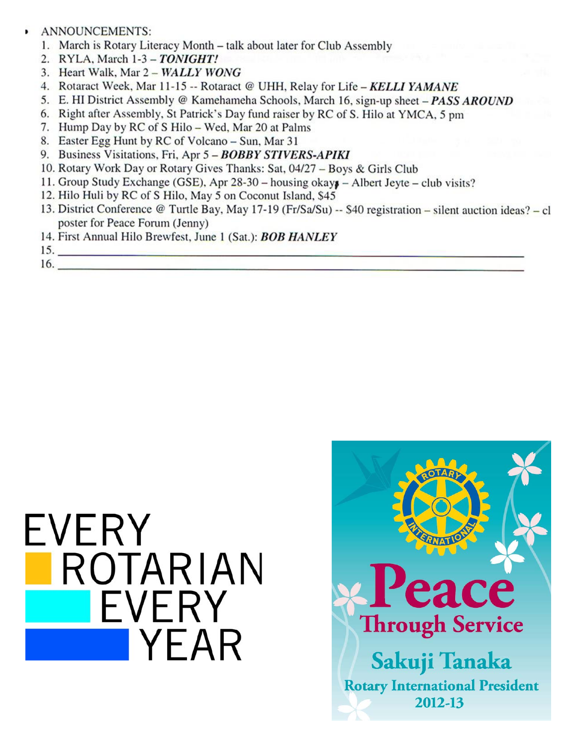- ANNOUNCEMENTS:
  1. March is Rotary Literacy Month – talk about later for Club Assembly
  2. RYLA, March 1-3 – ***TONIGHT!***
  3. Heart Walk, Mar 2 – ***WALLY WONG***
  4. Rotaract Week, Mar 11-15 -- Rotaract @ UHH, Relay for Life – ***KELLI YAMANE***
  5. E. HI District Assembly @ Kamehameha Schools, March 16, sign-up sheet – ***PASS AROUND***
  6. Right after Assembly, St Patrick's Day fund raiser by RC of S. Hilo at YMCA, 5 pm
  7. Hump Day by RC of S Hilo – Wed, Mar 20 at Palms
  8. Easter Egg Hunt by RC of Volcano – Sun, Mar 31
  9. Business Visitations, Fri, Apr 5 – ***BOBBY STIVERS-APIKI***
  10. Rotary Work Day or Rotary Gives Thanks: Sat, 04/27 – Boys & Girls Club
  11. Group Study Exchange (GSE), Apr 28-30 – housing okay – Albert Jeyte – club visits?
  12. Hilo Huli by RC of S Hilo, May 5 on Coconut Island, $45
  13. District Conference @ Turtle Bay, May 17-19 (Fr/Sa/Su) -- $40 registration – silent auction ideas? – cl poster for Peace Forum (Jenny)
  14. First Annual Hilo Brewfest, June 1 (Sat.): ***BOB HANLEY***
  15. ______________________________
  16. ______________________________

EVERY ROTARIAN EVERY YEAR

Peace Through Service

Sakuji Tanaka

Rotary International President 2012-13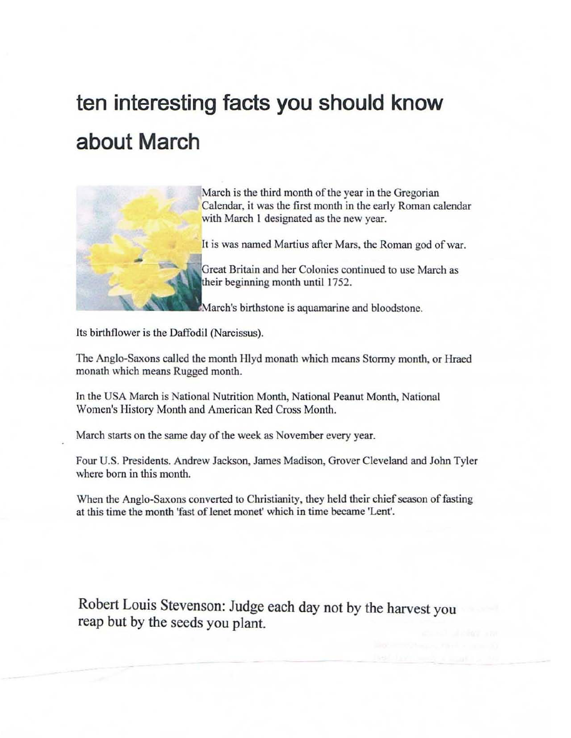# ten interesting facts you should know about March

March is the third month of the year in the Gregorian Calendar, it was the first month in the early Roman calendar with March 1 designated as the new year.

It is was named Martius after Mars, the Roman god of war.

Great Britain and her Colonies continued to use March as their beginning month until 1752.

March's birthstone is aquamarine and bloodstone.

Its birthflower is the Daffodil (Narcissus).

The Anglo-Saxons called the month Hlyd monath which means Stormy month, or Hraed monath which means Rugged month.

In the USA March is National Nutrition Month, National Peanut Month, National Women's History Month and American Red Cross Month.

March starts on the same day of the week as November every year.

Four U.S. Presidents. Andrew Jackson, James Madison, Grover Cleveland and John Tyler where born in this month.

When the Anglo-Saxons converted to Christianity, they held their chief season of fasting at this time the month 'fast of lenet monet' which in time became 'Lent'.

Robert Louis Stevenson: Judge each day not by the harvest you reap but by the seeds you plant.